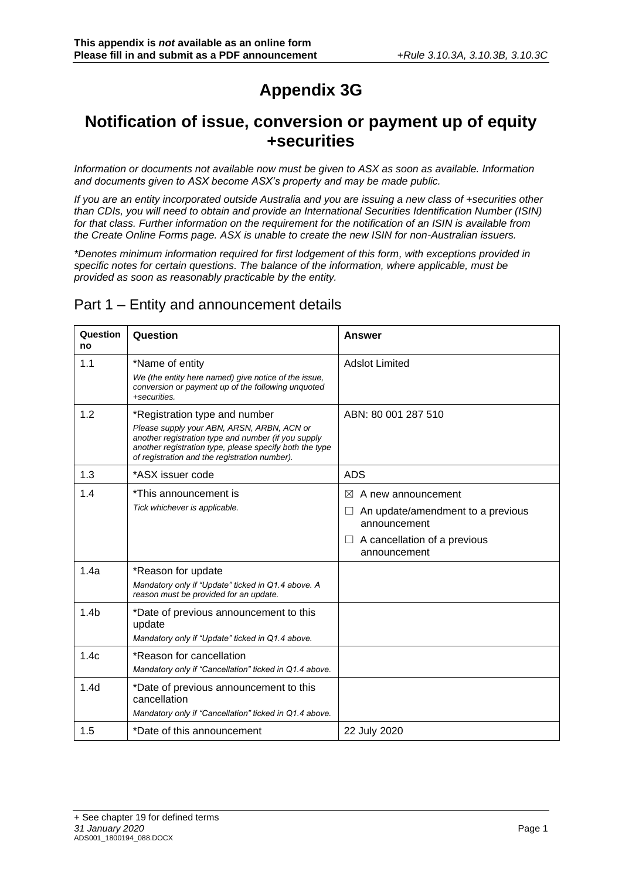**This appendix is *not* available as an online form**
**Please fill in and submit as a PDF announcement**

*+Rule 3.10.3A, 3.10.3B, 3.10.3C*

# Appendix 3G

## Notification of issue, conversion or payment up of equity +securities

*Information or documents not available now must be given to ASX as soon as available. Information and documents given to ASX become ASX's property and may be made public.*

*If you are an entity incorporated outside Australia and you are issuing a new class of +securities other than CDIs, you will need to obtain and provide an International Securities Identification Number (ISIN) for that class. Further information on the requirement for the notification of an ISIN is available from the Create Online Forms page. ASX is unable to create the new ISIN for non-Australian issuers.*

*\*Denotes minimum information required for first lodgement of this form, with exceptions provided in specific notes for certain questions. The balance of the information, where applicable, must be provided as soon as reasonably practicable by the entity.*

## Part 1 – Entity and announcement details

| Question no | Question | Answer |
|---|---|---|
| 1.1 | *Name of entity<br>*We (the entity here named) give notice of the issue, conversion or payment up of the following unquoted +securities.* | Adslot Limited |
| 1.2 | *Registration type and number<br>*Please supply your ABN, ARSN, ARBN, ACN or another registration type and number (if you supply another registration type, please specify both the type of registration and the registration number).* | ABN: 80 001 287 510 |
| 1.3 | *ASX issuer code | ADS |
| 1.4 | *This announcement is<br>*Tick whichever is applicable.* | ☒ A new announcement<br>☐ An update/amendment to a previous announcement<br>☐ A cancellation of a previous announcement |
| 1.4a | *Reason for update<br>*Mandatory only if "Update" ticked in Q1.4 above. A reason must be provided for an update.* | |
| 1.4b | *Date of previous announcement to this update<br>*Mandatory only if "Update" ticked in Q1.4 above.* | |
| 1.4c | *Reason for cancellation<br>*Mandatory only if "Cancellation" ticked in Q1.4 above.* | |
| 1.4d | *Date of previous announcement to this cancellation<br>*Mandatory only if "Cancellation" ticked in Q1.4 above.* | |
| 1.5 | *Date of this announcement | 22 July 2020 |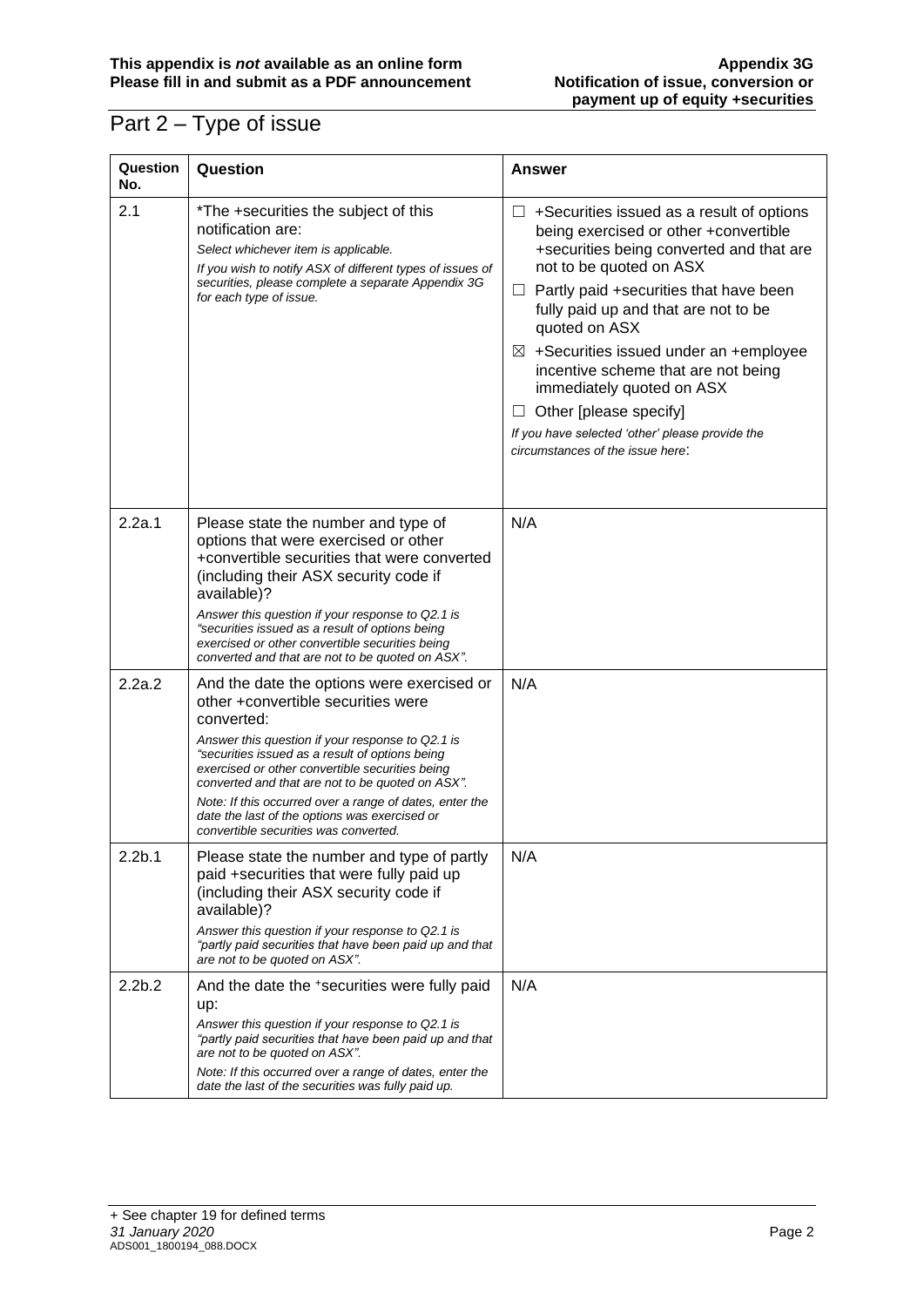# Part 2 – Type of issue

| Question No. | Question | Answer |
|---|---|---|
| 2.1 | *The +securities the subject of this notification are:<br>*Select whichever item is applicable.*<br>*If you wish to notify ASX of different types of issues of securities, please complete a separate Appendix 3G for each type of issue.* | ☐ +Securities issued as a result of options being exercised or other +convertible +securities being converted and that are not to be quoted on ASX<br>☐ Partly paid +securities that have been fully paid up and that are not to be quoted on ASX<br>☒ +Securities issued under an +employee incentive scheme that are not being immediately quoted on ASX<br>☐ Other [please specify]<br>*If you have selected 'other' please provide the circumstances of the issue here*: |
| 2.2a.1 | Please state the number and type of options that were exercised or other +convertible securities that were converted (including their ASX security code if available)?<br>*Answer this question if your response to Q2.1 is "securities issued as a result of options being exercised or other convertible securities being converted and that are not to be quoted on ASX".* | N/A |
| 2.2a.2 | And the date the options were exercised or other +convertible securities were converted:<br>*Answer this question if your response to Q2.1 is "securities issued as a result of options being exercised or other convertible securities being converted and that are not to be quoted on ASX".*<br>*Note: If this occurred over a range of dates, enter the date the last of the options was exercised or convertible securities was converted.* | N/A |
| 2.2b.1 | Please state the number and type of partly paid +securities that were fully paid up (including their ASX security code if available)?<br>*Answer this question if your response to Q2.1 is "partly paid securities that have been paid up and that are not to be quoted on ASX".* | N/A |
| 2.2b.2 | And the date the +securities were fully paid up:<br>*Answer this question if your response to Q2.1 is "partly paid securities that have been paid up and that are not to be quoted on ASX".*<br>*Note: If this occurred over a range of dates, enter the date the last of the securities was fully paid up.* | N/A |

+ See chapter 19 for defined terms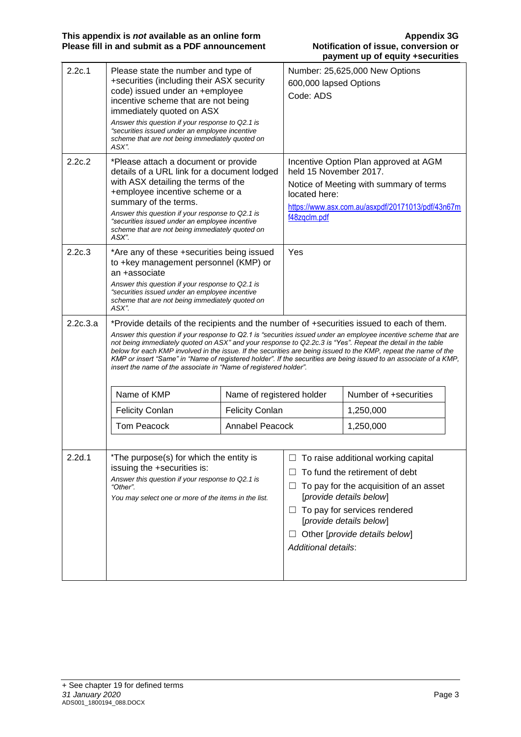| | | |
|---|---|---|
| 2.2c.1 | Please state the number and type of +securities (including their ASX security code) issued under an +employee incentive scheme that are not being immediately quoted on ASX<br>*Answer this question if your response to Q2.1 is "securities issued under an employee incentive scheme that are not being immediately quoted on ASX".* | Number: 25,625,000 New Options<br>600,000 lapsed Options<br>Code: ADS |
| 2.2c.2 | *Please attach a document or provide details of a URL link for a document lodged with ASX detailing the terms of the +employee incentive scheme or a summary of the terms.<br>*Answer this question if your response to Q2.1 is "securities issued under an employee incentive scheme that are not being immediately quoted on ASX".* | Incentive Option Plan approved at AGM held 15 November 2017.<br>Notice of Meeting with summary of terms located here:<br>https://www.asx.com.au/asxpdf/20171013/pdf/43n67mf48zqclm.pdf |
| 2.2c.3 | *Are any of these +securities being issued to +key management personnel (KMP) or an +associate<br>*Answer this question if your response to Q2.1 is "securities issued under an employee incentive scheme that are not being immediately quoted on ASX".* | Yes |

**2.2c.3.a** *Provide details of the recipients and the number of +securities issued to each of them.

*Answer this question if your response to Q2.1 is "securities issued under an employee incentive scheme that are not being immediately quoted on ASX" and your response to Q2.2c.3 is "Yes". Repeat the detail in the table below for each KMP involved in the issue. If the securities are being issued to the KMP, repeat the name of the KMP or insert "Same" in "Name of registered holder". If the securities are being issued to an associate of a KMP, insert the name of the associate in "Name of registered holder".*

| Name of KMP | Name of registered holder | Number of +securities |
|---|---|---|
| Felicity Conlan | Felicity Conlan | 1,250,000 |
| Tom Peacock | Annabel Peacock | 1,250,000 |

| | | |
|---|---|---|
| 2.2d.1 | *The purpose(s) for which the entity is issuing the +securities is:<br>*Answer this question if your response to Q2.1 is "Other".*<br>*You may select one or more of the items in the list.* | ☐ To raise additional working capital<br>☐ To fund the retirement of debt<br>☐ To pay for the acquisition of an asset [*provide details below*]<br>☐ To pay for services rendered [*provide details below*]<br>☐ Other [*provide details below*]<br>*Additional details*: |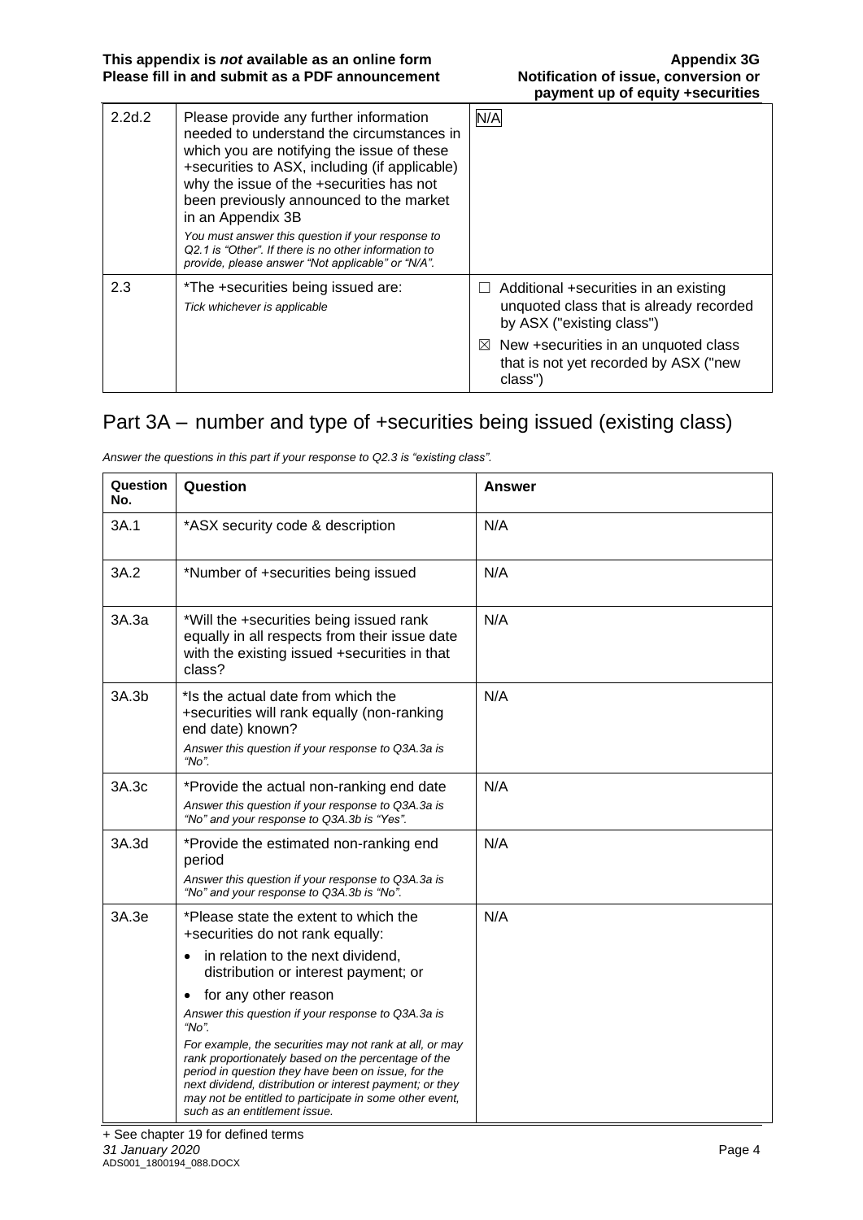| 2.2d.2 | Please provide any further information needed to understand the circumstances in which you are notifying the issue of these +securities to ASX, including (if applicable) why the issue of the +securities has not been previously announced to the market in an Appendix 3B<br>*You must answer this question if your response to Q2.1 is "Other". If there is no other information to provide, please answer "Not applicable" or "N/A".* | N/A |
|---|---|---|
| 2.3 | *The +securities being issued are:<br>*Tick whichever is applicable* | ☐ Additional +securities in an existing unquoted class that is already recorded by ASX ("existing class")<br>☒ New +securities in an unquoted class that is not yet recorded by ASX ("new class") |

## Part 3A – number and type of +securities being issued (existing class)

*Answer the questions in this part if your response to Q2.3 is "existing class".*

| Question No. | Question | Answer |
|---|---|---|
| 3A.1 | *ASX security code & description | N/A |
| 3A.2 | *Number of +securities being issued | N/A |
| 3A.3a | *Will the +securities being issued rank equally in all respects from their issue date with the existing issued +securities in that class? | N/A |
| 3A.3b | *Is the actual date from which the +securities will rank equally (non-ranking end date) known?<br>*Answer this question if your response to Q3A.3a is "No".* | N/A |
| 3A.3c | *Provide the actual non-ranking end date<br>*Answer this question if your response to Q3A.3a is "No" and your response to Q3A.3b is "Yes".* | N/A |
| 3A.3d | *Provide the estimated non-ranking end period<br>*Answer this question if your response to Q3A.3a is "No" and your response to Q3A.3b is "No".* | N/A |
| 3A.3e | *Please state the extent to which the +securities do not rank equally:<br>• in relation to the next dividend, distribution or interest payment; or<br>• for any other reason<br>*Answer this question if your response to Q3A.3a is "No".*<br>*For example, the securities may not rank at all, or may rank proportionately based on the percentage of the period in question they have been on issue, for the next dividend, distribution or interest payment; or they may not be entitled to participate in some other event, such as an entitlement issue.* | N/A |

+ See chapter 19 for defined terms
*31 January 2020*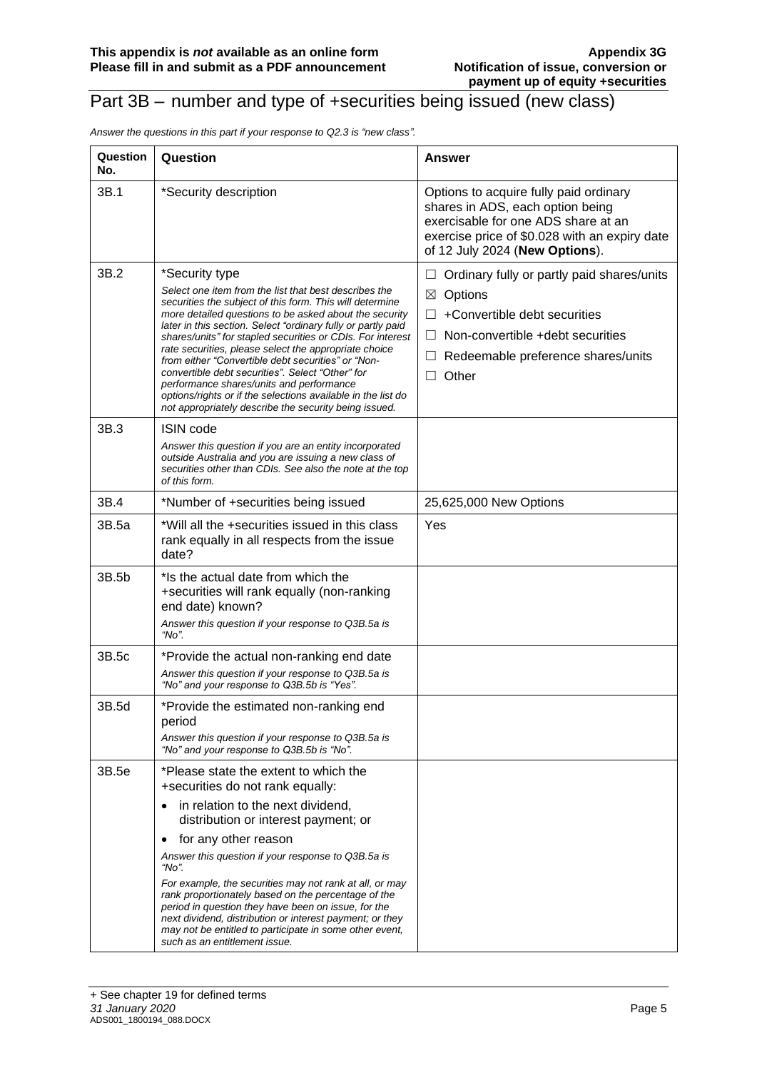# Part 3B – number and type of +securities being issued (new class)

*Answer the questions in this part if your response to Q2.3 is "new class".*

| Question No. | Question | Answer |
|---|---|---|
| 3B.1 | *Security description | Options to acquire fully paid ordinary shares in ADS, each option being exercisable for one ADS share at an exercise price of $0.028 with an expiry date of 12 July 2024 (**New Options**). |
| 3B.2 | *Security type<br>*Select one item from the list that best describes the securities the subject of this form. This will determine more detailed questions to be asked about the security later in this section. Select "ordinary fully or partly paid shares/units" for stapled securities or CDIs. For interest rate securities, please select the appropriate choice from either "Convertible debt securities" or "Non-convertible debt securities". Select "Other" for performance shares/units and performance options/rights or if the selections available in the list do not appropriately describe the security being issued.* | ☐ Ordinary fully or partly paid shares/units<br>☒ Options<br>☐ +Convertible debt securities<br>☐ Non-convertible +debt securities<br>☐ Redeemable preference shares/units<br>☐ Other |
| 3B.3 | ISIN code<br>*Answer this question if you are an entity incorporated outside Australia and you are issuing a new class of securities other than CDIs. See also the note at the top of this form.* | |
| 3B.4 | *Number of +securities being issued | 25,625,000 New Options |
| 3B.5a | *Will all the +securities issued in this class rank equally in all respects from the issue date? | Yes |
| 3B.5b | *Is the actual date from which the +securities will rank equally (non-ranking end date) known?<br>*Answer this question if your response to Q3B.5a is "No".* | |
| 3B.5c | *Provide the actual non-ranking end date<br>*Answer this question if your response to Q3B.5a is "No" and your response to Q3B.5b is "Yes".* | |
| 3B.5d | *Provide the estimated non-ranking end period<br>*Answer this question if your response to Q3B.5a is "No" and your response to Q3B.5b is "No".* | |
| 3B.5e | *Please state the extent to which the +securities do not rank equally:<br>• in relation to the next dividend, distribution or interest payment; or<br>• for any other reason<br>*Answer this question if your response to Q3B.5a is "No".*<br>*For example, the securities may not rank at all, or may rank proportionately based on the percentage of the period in question they have been on issue, for the next dividend, distribution or interest payment; or they may not be entitled to participate in some other event, such as an entitlement issue.* | |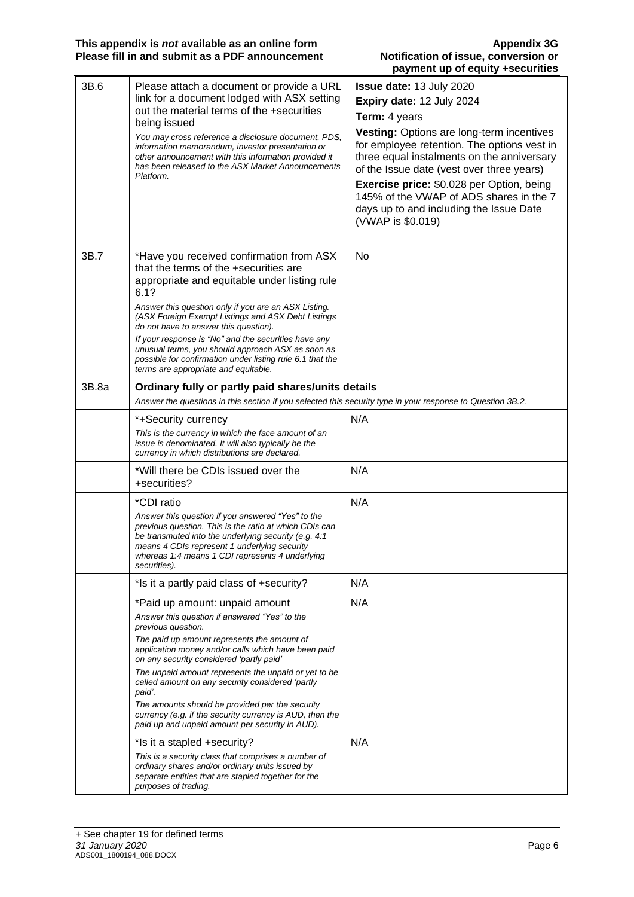| | | |
|---|---|---|
| 3B.6 | Please attach a document or provide a URL link for a document lodged with ASX setting out the material terms of the +securities being issued<br>*You may cross reference a disclosure document, PDS, information memorandum, investor presentation or other announcement with this information provided it has been released to the ASX Market Announcements Platform.* | **Issue date:** 13 July 2020<br>**Expiry date:** 12 July 2024<br>**Term:** 4 years<br>**Vesting:** Options are long-term incentives for employee retention. The options vest in three equal instalments on the anniversary of the Issue date (vest over three years)<br>**Exercise price:** $0.028 per Option, being 145% of the VWAP of ADS shares in the 7 days up to and including the Issue Date (VWAP is $0.019) |
| 3B.7 | *Have you received confirmation from ASX that the terms of the +securities are appropriate and equitable under listing rule 6.1?<br>*Answer this question only if you are an ASX Listing. (ASX Foreign Exempt Listings and ASX Debt Listings do not have to answer this question).*<br>*If your response is "No" and the securities have any unusual terms, you should approach ASX as soon as possible for confirmation under listing rule 6.1 that the terms are appropriate and equitable.* | No |
| 3B.8a | **Ordinary fully or partly paid shares/units details**<br>*Answer the questions in this section if you selected this security type in your response to Question 3B.2.* | |
| | *+Security currency<br>*This is the currency in which the face amount of an issue is denominated. It will also typically be the currency in which distributions are declared.* | N/A |
| | *Will there be CDIs issued over the +securities? | N/A |
| | *CDI ratio<br>*Answer this question if you answered "Yes" to the previous question. This is the ratio at which CDIs can be transmuted into the underlying security (e.g. 4:1 means 4 CDIs represent 1 underlying security whereas 1:4 means 1 CDI represents 4 underlying securities).* | N/A |
| | *Is it a partly paid class of +security? | N/A |
| | *Paid up amount: unpaid amount<br>*Answer this question if answered "Yes" to the previous question.*<br>*The paid up amount represents the amount of application money and/or calls which have been paid on any security considered 'partly paid'*<br>*The unpaid amount represents the unpaid or yet to be called amount on any security considered 'partly paid'.*<br>*The amounts should be provided per the security currency (e.g. if the security currency is AUD, then the paid up and unpaid amount per security in AUD).* | N/A |
| | *Is it a stapled +security?<br>*This is a security class that comprises a number of ordinary shares and/or ordinary units issued by separate entities that are stapled together for the purposes of trading.* | N/A |

+ See chapter 19 for defined terms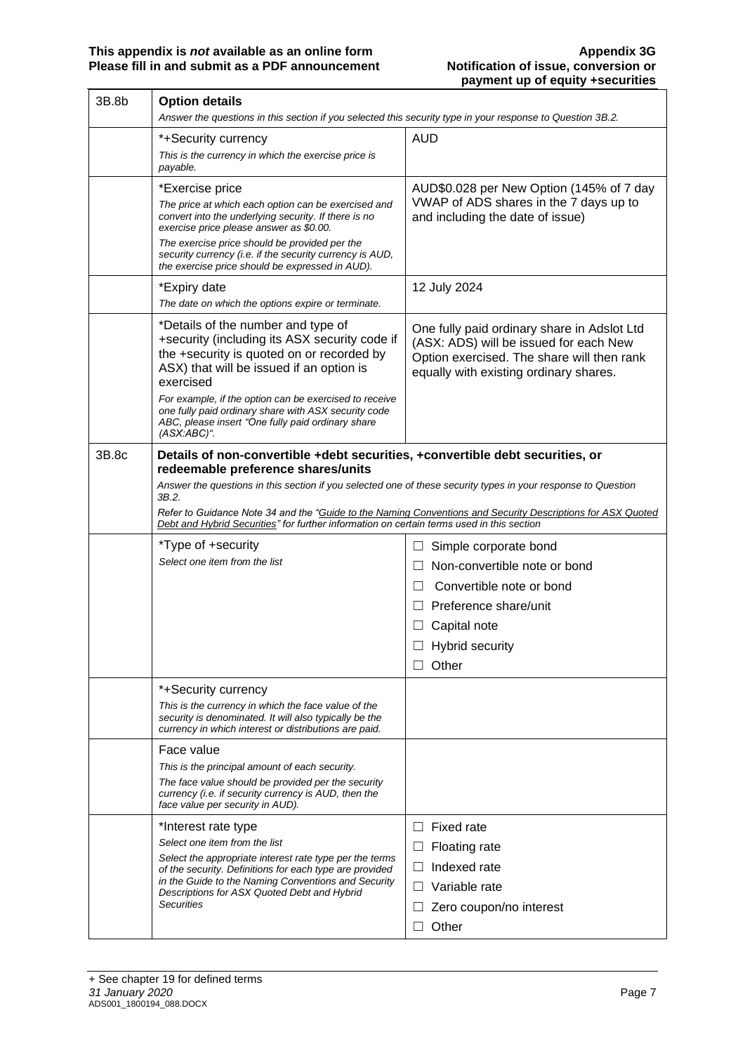| 3B.8b | **Option details** *Answer the questions in this section if you selected this security type in your response to Question 3B.2.* | |
|---|---|---|
| | *+Security currency *This is the currency in which the exercise price is payable.* | AUD |
| | *Exercise price *The price at which each option can be exercised and convert into the underlying security. If there is no exercise price please answer as $0.00.* *The exercise price should be provided per the security currency (i.e. if the security currency is AUD, the exercise price should be expressed in AUD).* | AUD$0.028 per New Option (145% of 7 day VWAP of ADS shares in the 7 days up to and including the date of issue) |
| | *Expiry date *The date on which the options expire or terminate.* | 12 July 2024 |
| | *Details of the number and type of +security (including its ASX security code if the +security is quoted on or recorded by ASX) that will be issued if an option is exercised *For example, if the option can be exercised to receive one fully paid ordinary share with ASX security code ABC, please insert "One fully paid ordinary share (ASX:ABC)".* | One fully paid ordinary share in Adslot Ltd (ASX: ADS) will be issued for each New Option exercised. The share will then rank equally with existing ordinary shares. |
| 3B.8c | **Details of non-convertible +debt securities, +convertible debt securities, or redeemable preference shares/units** *Answer the questions in this section if you selected one of these security types in your response to Question 3B.2.* *Refer to Guidance Note 34 and the "Guide to the Naming Conventions and Security Descriptions for ASX Quoted Debt and Hybrid Securities" for further information on certain terms used in this section* | |
| | *Type of +security *Select one item from the list* | ☐ Simple corporate bond ☐ Non-convertible note or bond ☐ Convertible note or bond ☐ Preference share/unit ☐ Capital note ☐ Hybrid security ☐ Other |
| | *+Security currency *This is the currency in which the face value of the security is denominated. It will also typically be the currency in which interest or distributions are paid.* | |
| | Face value *This is the principal amount of each security.* *The face value should be provided per the security currency (i.e. if security currency is AUD, then the face value per security in AUD).* | |
| | *Interest rate type *Select one item from the list* *Select the appropriate interest rate type per the terms of the security. Definitions for each type are provided in the Guide to the Naming Conventions and Security Descriptions for ASX Quoted Debt and Hybrid Securities* | ☐ Fixed rate ☐ Floating rate ☐ Indexed rate ☐ Variable rate ☐ Zero coupon/no interest ☐ Other |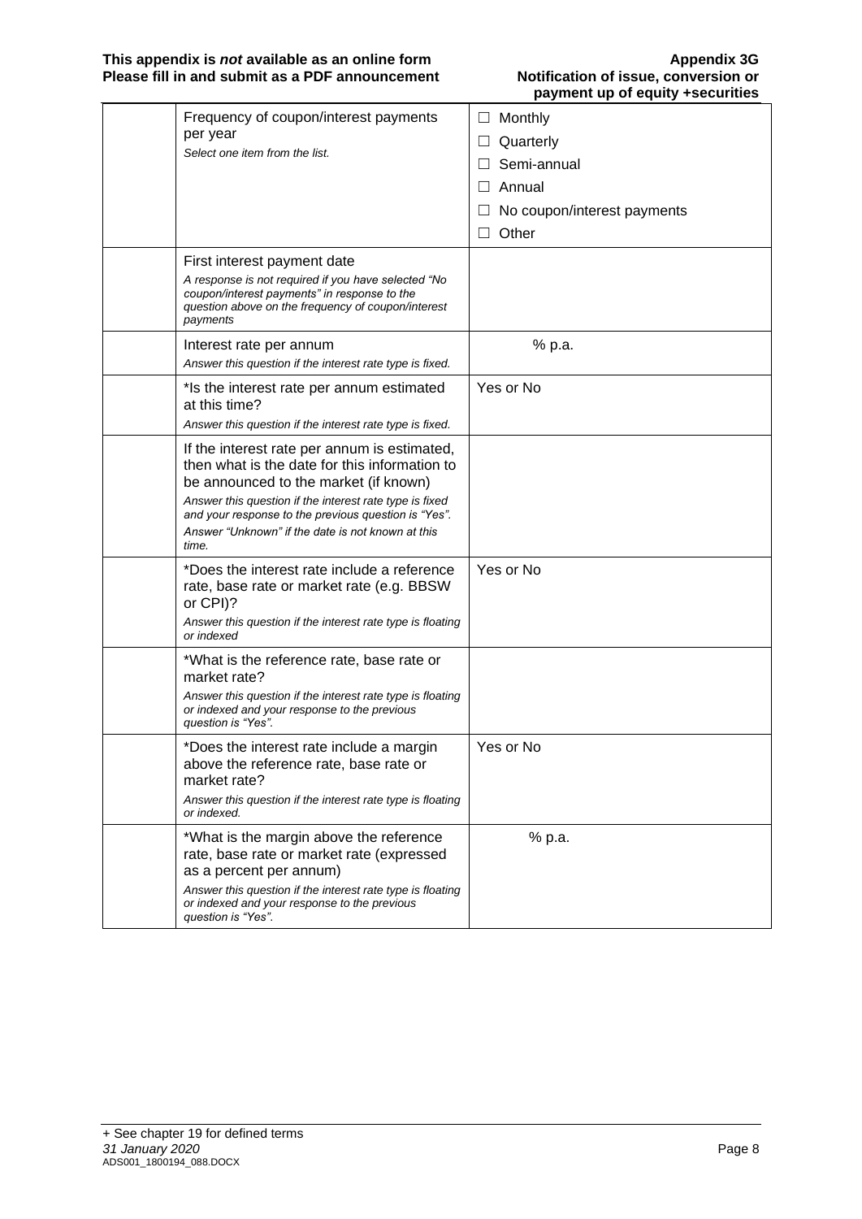| | | |
|---|---|---|
| | Frequency of coupon/interest payments per year<br>*Select one item from the list.* | ☐ Monthly<br>☐ Quarterly<br>☐ Semi-annual<br>☐ Annual<br>☐ No coupon/interest payments<br>☐ Other |
| | First interest payment date<br>*A response is not required if you have selected "No coupon/interest payments" in response to the question above on the frequency of coupon/interest payments* | |
| | Interest rate per annum<br>*Answer this question if the interest rate type is fixed.* | % p.a. |
| | *Is the interest rate per annum estimated at this time?<br>*Answer this question if the interest rate type is fixed.* | Yes or No |
| | If the interest rate per annum is estimated, then what is the date for this information to be announced to the market (if known)<br>*Answer this question if the interest rate type is fixed and your response to the previous question is "Yes".*<br>*Answer "Unknown" if the date is not known at this time.* | |
| | *Does the interest rate include a reference rate, base rate or market rate (e.g. BBSW or CPI)?<br>*Answer this question if the interest rate type is floating or indexed* | Yes or No |
| | *What is the reference rate, base rate or market rate?<br>*Answer this question if the interest rate type is floating or indexed and your response to the previous question is "Yes".* | |
| | *Does the interest rate include a margin above the reference rate, base rate or market rate?<br>*Answer this question if the interest rate type is floating or indexed.* | Yes or No |
| | *What is the margin above the reference rate, base rate or market rate (expressed as a percent per annum)<br>*Answer this question if the interest rate type is floating or indexed and your response to the previous question is "Yes".* | % p.a. |

+ See chapter 19 for defined terms
*31 January 2020*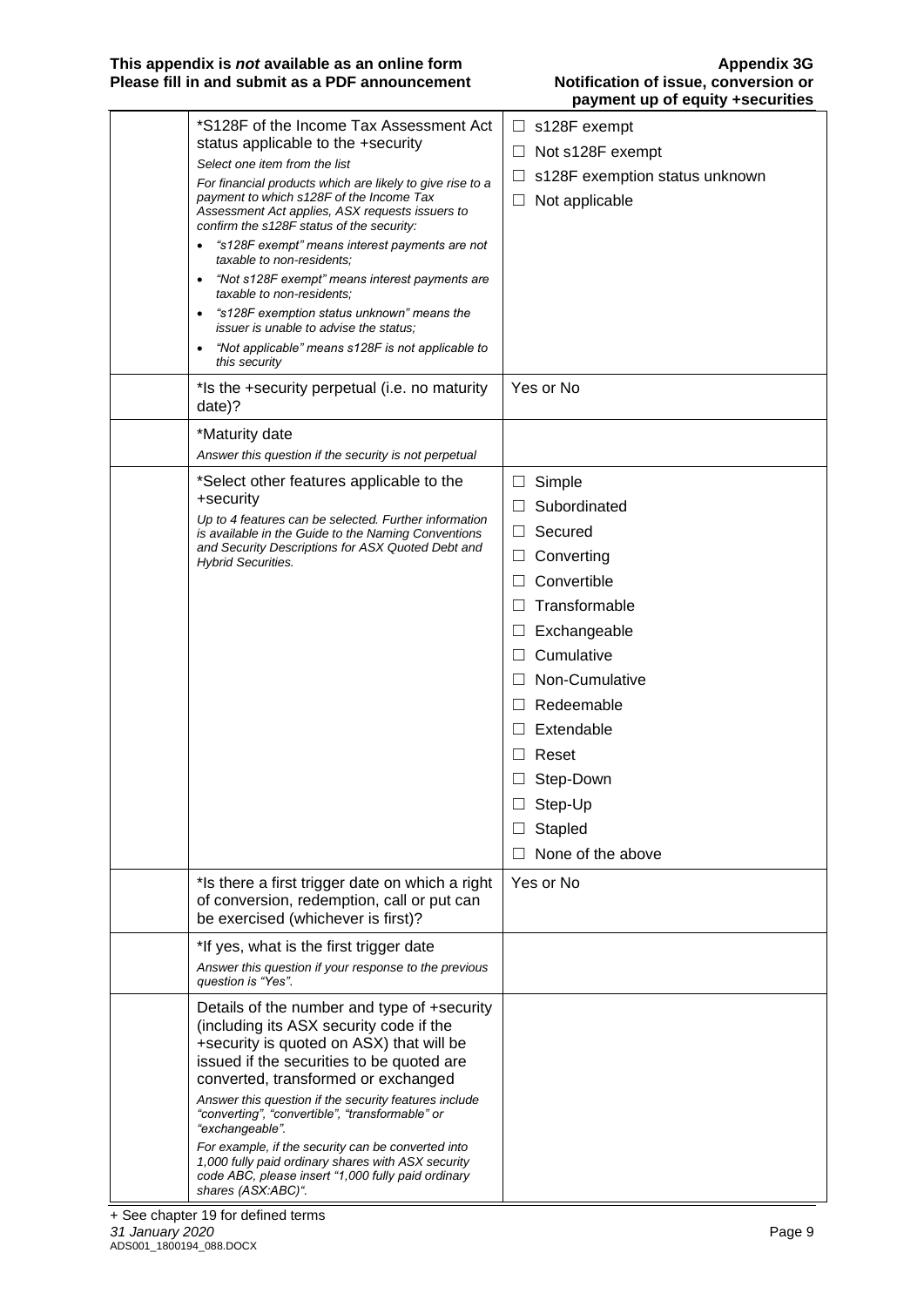| | | |
|---|---|---|
| | *S128F of the Income Tax Assessment Act status applicable to the +security<br>*Select one item from the list*<br>*For financial products which are likely to give rise to a payment to which s128F of the Income Tax Assessment Act applies, ASX requests issuers to confirm the s128F status of the security:*<br>• *"s128F exempt" means interest payments are not taxable to non-residents;*<br>• *"Not s128F exempt" means interest payments are taxable to non-residents;*<br>• *"s128F exemption status unknown" means the issuer is unable to advise the status;*<br>• *"Not applicable" means s128F is not applicable to this security* | ☐ s128F exempt<br>☐ Not s128F exempt<br>☐ s128F exemption status unknown<br>☐ Not applicable |
| | *Is the +security perpetual (i.e. no maturity date)? | Yes or No |
| | *Maturity date<br>*Answer this question if the security is not perpetual* | |
| | *Select other features applicable to the +security<br>*Up to 4 features can be selected. Further information is available in the Guide to the Naming Conventions and Security Descriptions for ASX Quoted Debt and Hybrid Securities.* | ☐ Simple<br>☐ Subordinated<br>☐ Secured<br>☐ Converting<br>☐ Convertible<br>☐ Transformable<br>☐ Exchangeable<br>☐ Cumulative<br>☐ Non-Cumulative<br>☐ Redeemable<br>☐ Extendable<br>☐ Reset<br>☐ Step-Down<br>☐ Step-Up<br>☐ Stapled<br>☐ None of the above |
| | *Is there a first trigger date on which a right of conversion, redemption, call or put can be exercised (whichever is first)? | Yes or No |
| | *If yes, what is the first trigger date<br>*Answer this question if your response to the previous question is "Yes".* | |
| | Details of the number and type of +security (including its ASX security code if the +security is quoted on ASX) that will be issued if the securities to be quoted are converted, transformed or exchanged<br>*Answer this question if the security features include "converting", "convertible", "transformable" or "exchangeable".*<br>*For example, if the security can be converted into 1,000 fully paid ordinary shares with ASX security code ABC, please insert "1,000 fully paid ordinary shares (ASX:ABC)".* | |

+ See chapter 19 for defined terms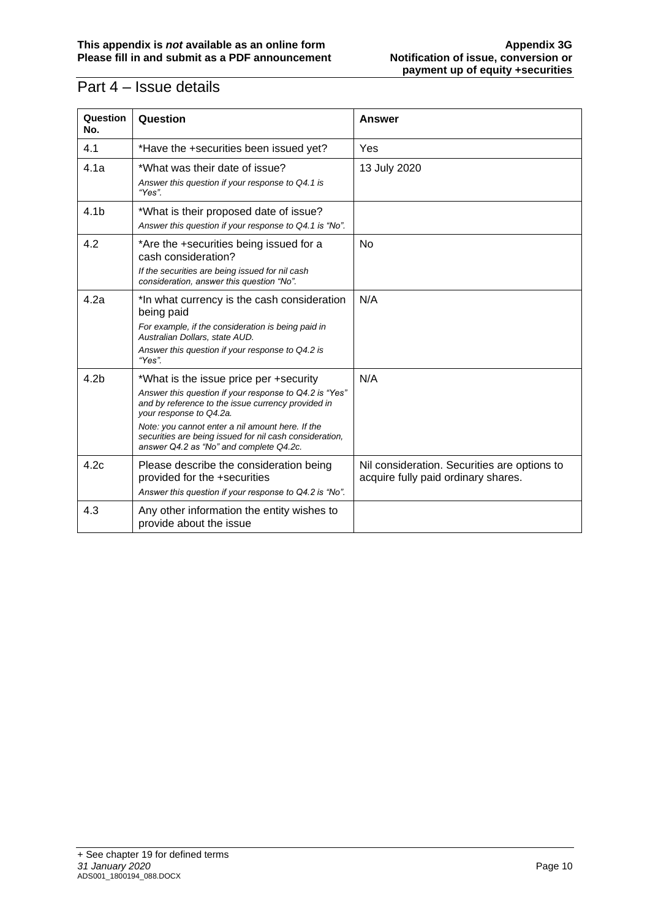## Part 4 – Issue details

| Question No. | Question | Answer |
|---|---|---|
| 4.1 | *Have the +securities been issued yet? | Yes |
| 4.1a | *What was their date of issue?<br>*Answer this question if your response to Q4.1 is "Yes".* | 13 July 2020 |
| 4.1b | *What is their proposed date of issue?<br>*Answer this question if your response to Q4.1 is "No".* | |
| 4.2 | *Are the +securities being issued for a cash consideration?<br>*If the securities are being issued for nil cash consideration, answer this question "No".* | No |
| 4.2a | *In what currency is the cash consideration being paid<br>*For example, if the consideration is being paid in Australian Dollars, state AUD.*<br>*Answer this question if your response to Q4.2 is "Yes".* | N/A |
| 4.2b | *What is the issue price per +security<br>*Answer this question if your response to Q4.2 is "Yes" and by reference to the issue currency provided in your response to Q4.2a.*<br>*Note: you cannot enter a nil amount here. If the securities are being issued for nil cash consideration, answer Q4.2 as "No" and complete Q4.2c.* | N/A |
| 4.2c | Please describe the consideration being provided for the +securities<br>*Answer this question if your response to Q4.2 is "No".* | Nil consideration. Securities are options to acquire fully paid ordinary shares. |
| 4.3 | Any other information the entity wishes to provide about the issue | |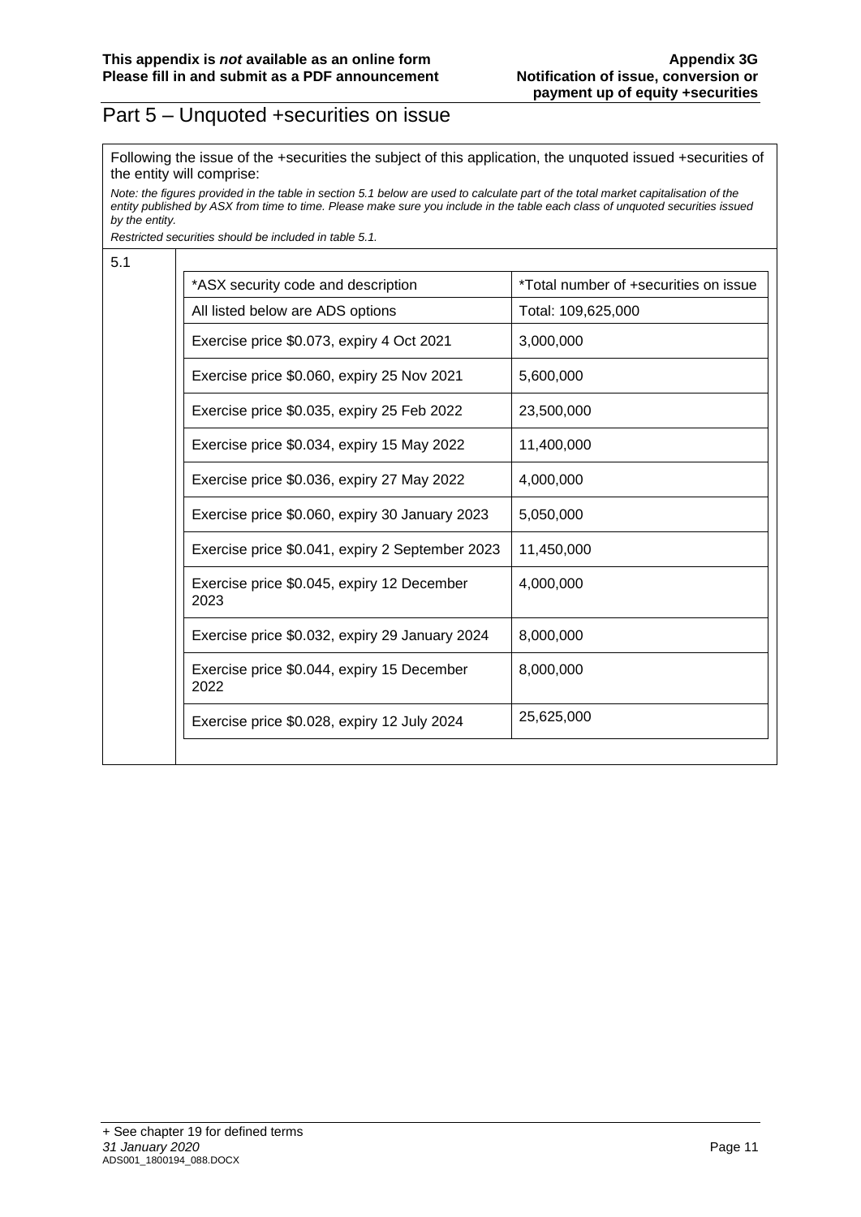## Part 5 – Unquoted +securities on issue

Following the issue of the +securities the subject of this application, the unquoted issued +securities of the entity will comprise:

*Note: the figures provided in the table in section 5.1 below are used to calculate part of the total market capitalisation of the entity published by ASX from time to time. Please make sure you include in the table each class of unquoted securities issued by the entity.*

*Restricted securities should be included in table 5.1.*

5.1

| *ASX security code and description | *Total number of +securities on issue |
|---|---|
| All listed below are ADS options | Total: 109,625,000 |
| Exercise price $0.073, expiry 4 Oct 2021 | 3,000,000 |
| Exercise price $0.060, expiry 25 Nov 2021 | 5,600,000 |
| Exercise price $0.035, expiry 25 Feb 2022 | 23,500,000 |
| Exercise price $0.034, expiry 15 May 2022 | 11,400,000 |
| Exercise price $0.036, expiry 27 May 2022 | 4,000,000 |
| Exercise price $0.060, expiry 30 January 2023 | 5,050,000 |
| Exercise price $0.041, expiry 2 September 2023 | 11,450,000 |
| Exercise price $0.045, expiry 12 December 2023 | 4,000,000 |
| Exercise price $0.032, expiry 29 January 2024 | 8,000,000 |
| Exercise price $0.044, expiry 15 December 2022 | 8,000,000 |
| Exercise price $0.028, expiry 12 July 2024 | 25,625,000 |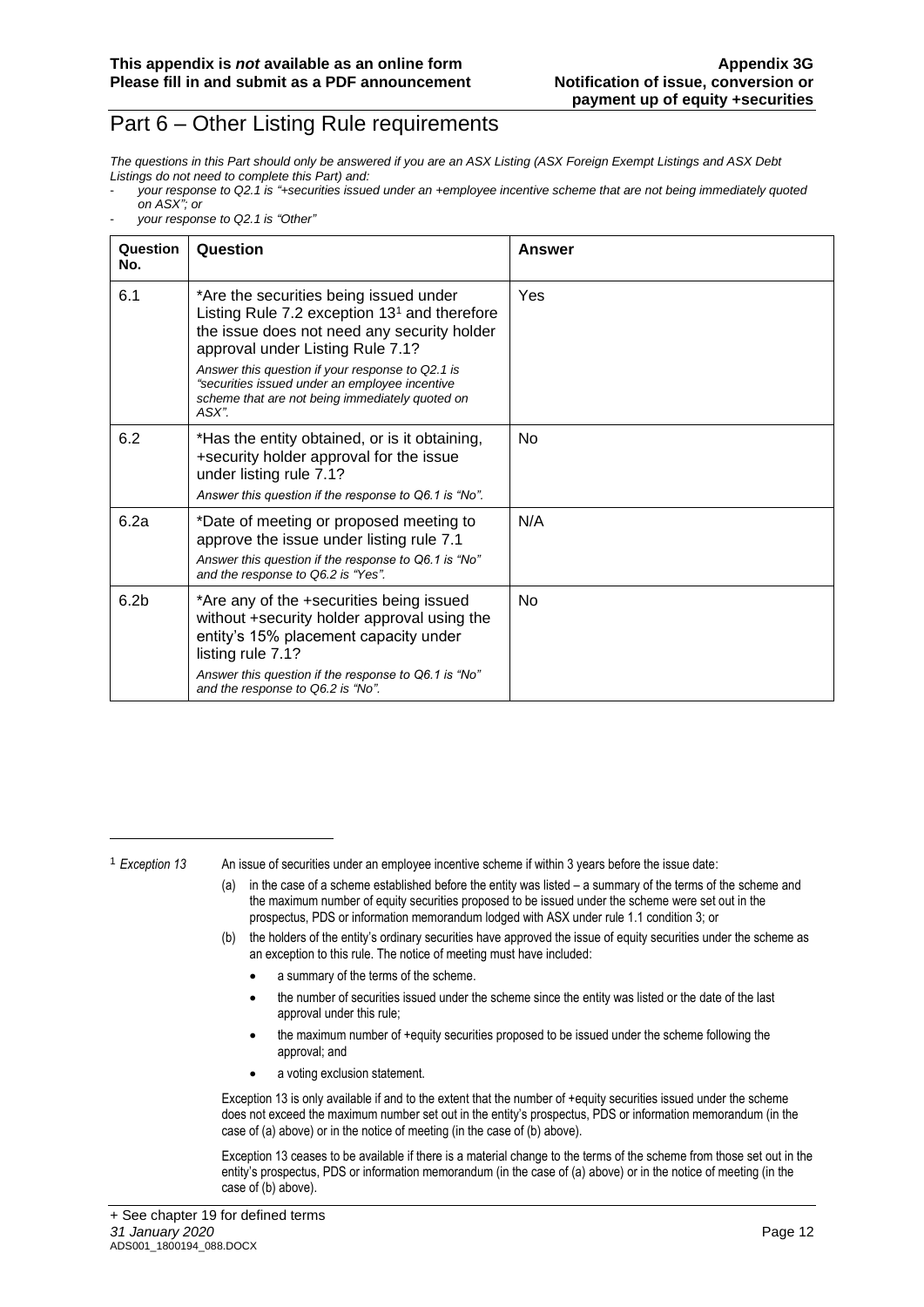# Part 6 – Other Listing Rule requirements

*The questions in this Part should only be answered if you are an ASX Listing (ASX Foreign Exempt Listings and ASX Debt Listings do not need to complete this Part) and:*

- *your response to Q2.1 is "+securities issued under an +employee incentive scheme that are not being immediately quoted on ASX"; or*
- *your response to Q2.1 is "Other"*

| Question No. | Question | Answer |
|---|---|---|
| 6.1 | *Are the securities being issued under Listing Rule 7.2 exception 13[1] and therefore the issue does not need any security holder approval under Listing Rule 7.1?<br><br>*Answer this question if your response to Q2.1 is "securities issued under an employee incentive scheme that are not being immediately quoted on ASX".* | Yes |
| 6.2 | *Has the entity obtained, or is it obtaining, +security holder approval for the issue under listing rule 7.1?<br><br>*Answer this question if the response to Q6.1 is "No".* | No |
| 6.2a | *Date of meeting or proposed meeting to approve the issue under listing rule 7.1<br><br>*Answer this question if the response to Q6.1 is "No" and the response to Q6.2 is "Yes".* | N/A |
| 6.2b | *Are any of the +securities being issued without +security holder approval using the entity's 15% placement capacity under listing rule 7.1?<br><br>*Answer this question if the response to Q6.1 is "No" and the response to Q6.2 is "No".* | No |

---

[1] *Exception 13* An issue of securities under an employee incentive scheme if within 3 years before the issue date:

(a) in the case of a scheme established before the entity was listed – a summary of the terms of the scheme and the maximum number of equity securities proposed to be issued under the scheme were set out in the prospectus, PDS or information memorandum lodged with ASX under rule 1.1 condition 3; or

(b) the holders of the entity's ordinary securities have approved the issue of equity securities under the scheme as an exception to this rule. The notice of meeting must have included:

- a summary of the terms of the scheme.
- the number of securities issued under the scheme since the entity was listed or the date of the last approval under this rule;
- the maximum number of +equity securities proposed to be issued under the scheme following the approval; and
- a voting exclusion statement.

Exception 13 is only available if and to the extent that the number of +equity securities issued under the scheme does not exceed the maximum number set out in the entity's prospectus, PDS or information memorandum (in the case of (a) above) or in the notice of meeting (in the case of (b) above).

Exception 13 ceases to be available if there is a material change to the terms of the scheme from those set out in the entity's prospectus, PDS or information memorandum (in the case of (a) above) or in the notice of meeting (in the case of (b) above).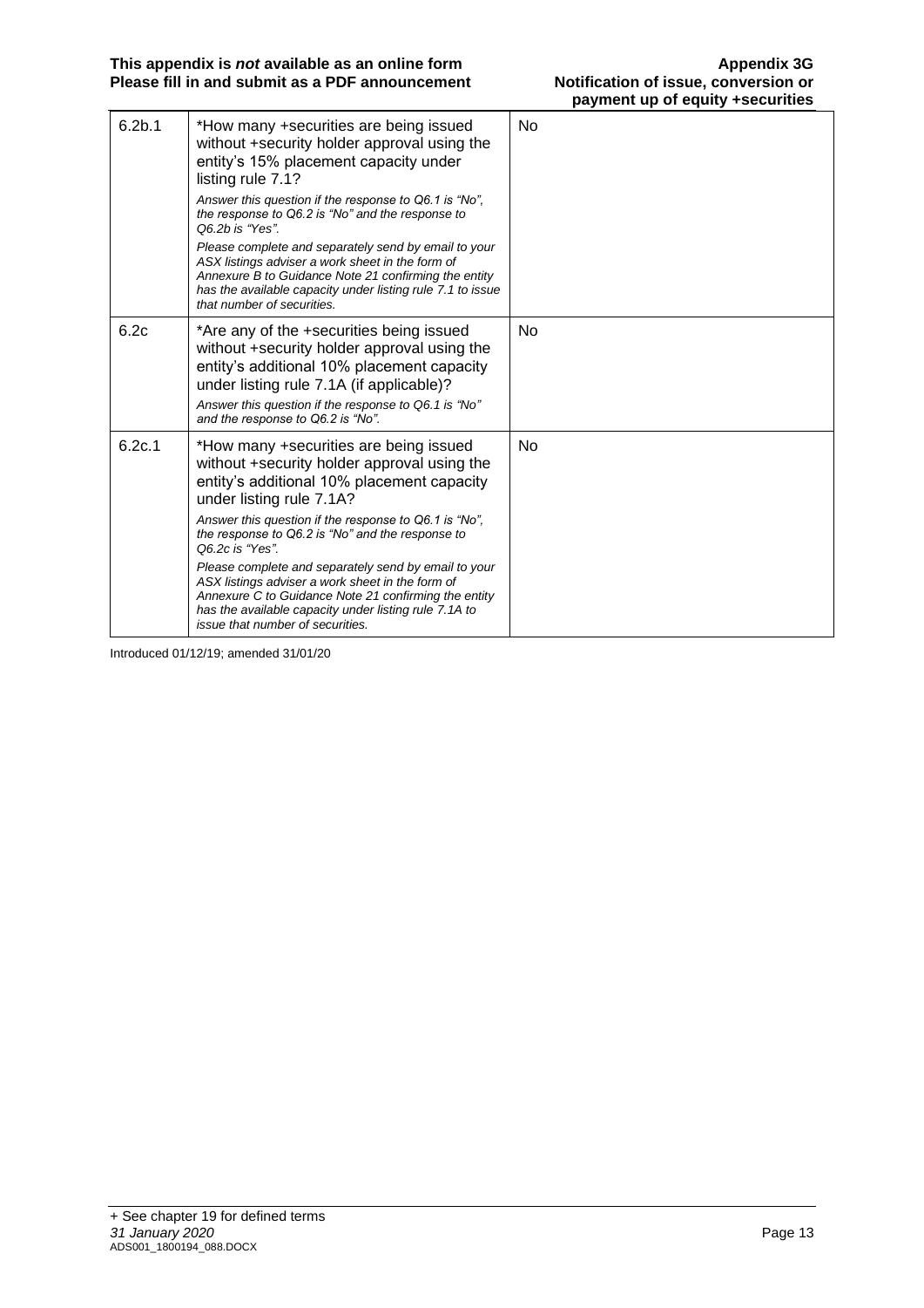| | | |
|---|---|---|
| 6.2b.1 | *How many +securities are being issued without +security holder approval using the entity's 15% placement capacity under listing rule 7.1?<br>*Answer this question if the response to Q6.1 is "No", the response to Q6.2 is "No" and the response to Q6.2b is "Yes".*<br>*Please complete and separately send by email to your ASX listings adviser a work sheet in the form of Annexure B to Guidance Note 21 confirming the entity has the available capacity under listing rule 7.1 to issue that number of securities.* | No |
| 6.2c | *Are any of the +securities being issued without +security holder approval using the entity's additional 10% placement capacity under listing rule 7.1A (if applicable)?<br>*Answer this question if the response to Q6.1 is "No" and the response to Q6.2 is "No".* | No |
| 6.2c.1 | *How many +securities are being issued without +security holder approval using the entity's additional 10% placement capacity under listing rule 7.1A?<br>*Answer this question if the response to Q6.1 is "No", the response to Q6.2 is "No" and the response to Q6.2c is "Yes".*<br>*Please complete and separately send by email to your ASX listings adviser a work sheet in the form of Annexure C to Guidance Note 21 confirming the entity has the available capacity under listing rule 7.1A to issue that number of securities.* | No |

Introduced 01/12/19; amended 31/01/20